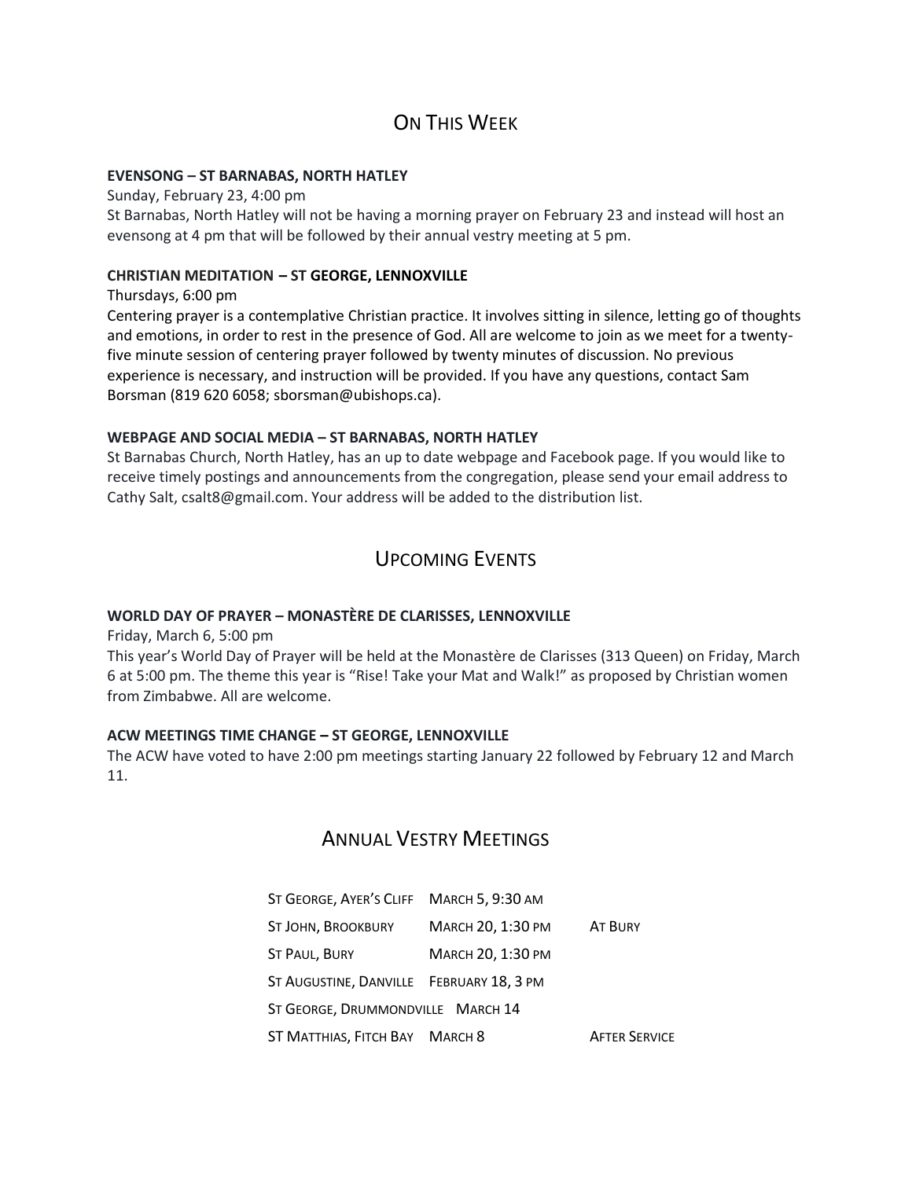## On This Week

**EVENSONG – ST BARNABAS, NORTH HATLEY**

Sunday, February 23, 4:00 pm

St Barnabas, North Hatley will not be having a morning prayer on February 23 and instead will host an evensong at 4 pm that will be followed by their annual vestry meeting at 5 pm.

**CHRISTIAN MEDITATION – ST GEORGE, LENNOXVILLE**

Thursdays, 6:00 pm

Centering prayer is a contemplative Christian practice. It involves sitting in silence, letting go of thoughts and emotions, in order to rest in the presence of God. All are welcome to join as we meet for a twenty-five minute session of centering prayer followed by twenty minutes of discussion. No previous experience is necessary, and instruction will be provided. If you have any questions, contact Sam Borsman (819 620 6058; sborsman@ubishops.ca).

**WEBPAGE AND SOCIAL MEDIA – ST BARNABAS, NORTH HATLEY**

St Barnabas Church, North Hatley, has an up to date webpage and Facebook page. If you would like to receive timely postings and announcements from the congregation, please send your email address to Cathy Salt, csalt8@gmail.com. Your address will be added to the distribution list.

## Upcoming Events

**WORLD DAY OF PRAYER – MONASTÈRE DE CLARISSES, LENNOXVILLE**

Friday, March 6, 5:00 pm

This year's World Day of Prayer will be held at the Monastère de Clarisses (313 Queen) on Friday, March 6 at 5:00 pm. The theme this year is "Rise! Take your Mat and Walk!" as proposed by Christian women from Zimbabwe. All are welcome.

**ACW MEETINGS TIME CHANGE – ST GEORGE, LENNOXVILLE**

The ACW have voted to have 2:00 pm meetings starting January 22 followed by February 12 and March 11.

## Annual Vestry Meetings

| | | |
|---|---|---|
| St George, Ayer's Cliff | March 5, 9:30 am | |
| St John, Brookbury | March 20, 1:30 pm | At Bury |
| St Paul, Bury | March 20, 1:30 pm | |
| St Augustine, Danville | February 18, 3 pm | |
| St George, Drummondville | March 14 | |
| St Matthias, Fitch Bay | March 8 | After Service |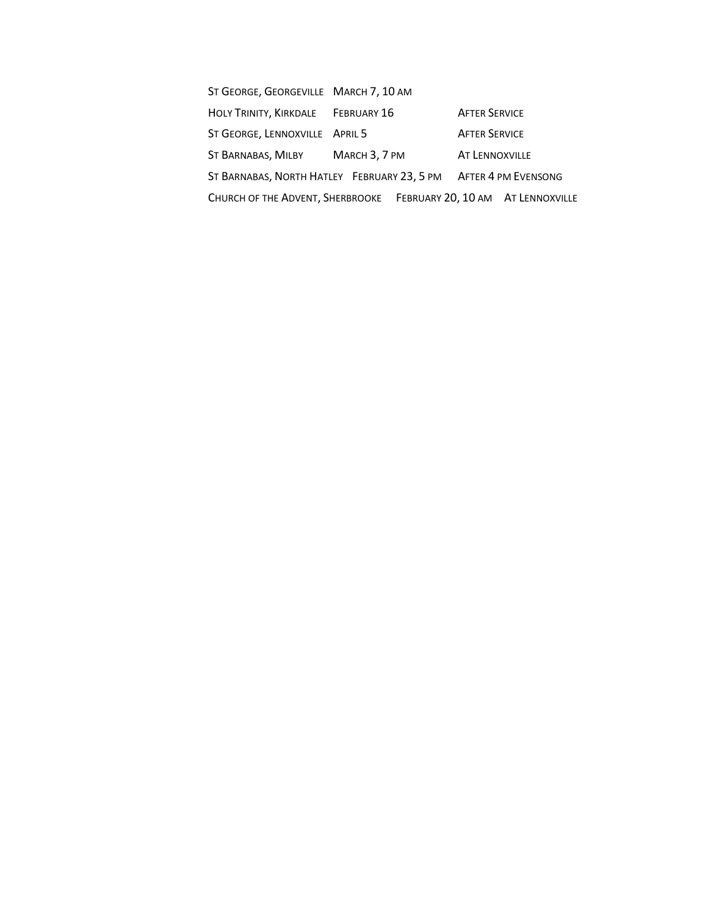| | | |
|---|---|---|
| St George, Georgeville | March 7, 10 am | |
| Holy Trinity, Kirkdale | February 16 | After Service |
| St George, Lennoxville | April 5 | After Service |
| St Barnabas, Milby | March 3, 7 pm | At Lennoxville |
| St Barnabas, North Hatley | February 23, 5 pm | After 4 pm Evensong |
| Church of the Advent, Sherbrooke | February 20, 10 am | At Lennoxville |